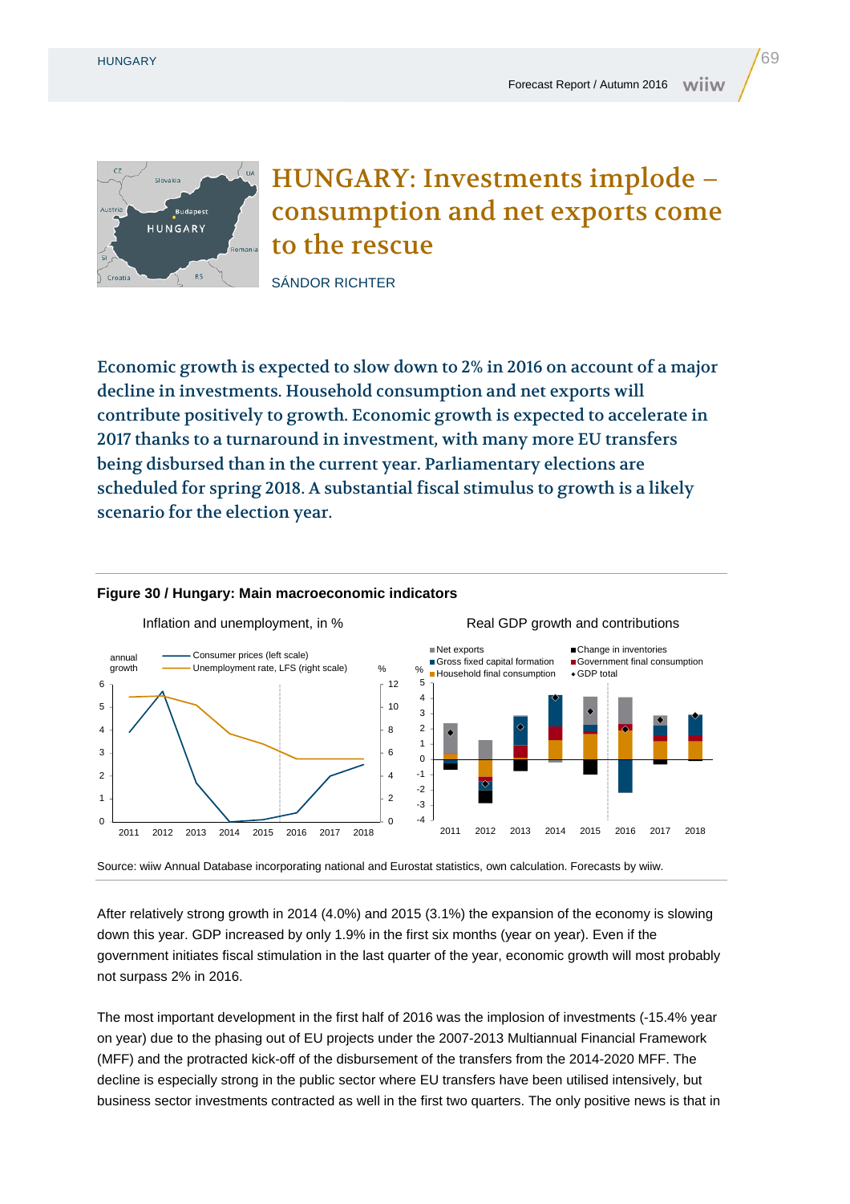# HUNGARY: Investments implode – consumption and net exports come to the rescue

SÁNDOR RICHTER

**Economic growth is expected to slow down to 2% in 2016 on account of a major decline in investments. Household consumption and net exports will contribute positively to growth. Economic growth is expected to accelerate in 2017 thanks to a turnaround in investment, with many more EU transfers being disbursed than in the current year. Parliamentary elections are scheduled for spring 2018. A substantial fiscal stimulus to growth is a likely scenario for the election year.**

**Figure 30 / Hungary: Main macroeconomic indicators**

Source: wiiw Annual Database incorporating national and Eurostat statistics, own calculation. Forecasts by wiiw.

After relatively strong growth in 2014 (4.0%) and 2015 (3.1%) the expansion of the economy is slowing down this year. GDP increased by only 1.9% in the first six months (year on year). Even if the government initiates fiscal stimulation in the last quarter of the year, economic growth will most probably not surpass 2% in 2016.

The most important development in the first half of 2016 was the implosion of investments (-15.4% year on year) due to the phasing out of EU projects under the 2007-2013 Multiannual Financial Framework (MFF) and the protracted kick-off of the disbursement of the transfers from the 2014-2020 MFF. The decline is especially strong in the public sector where EU transfers have been utilised intensively, but business sector investments contracted as well in the first two quarters. The only positive news is that in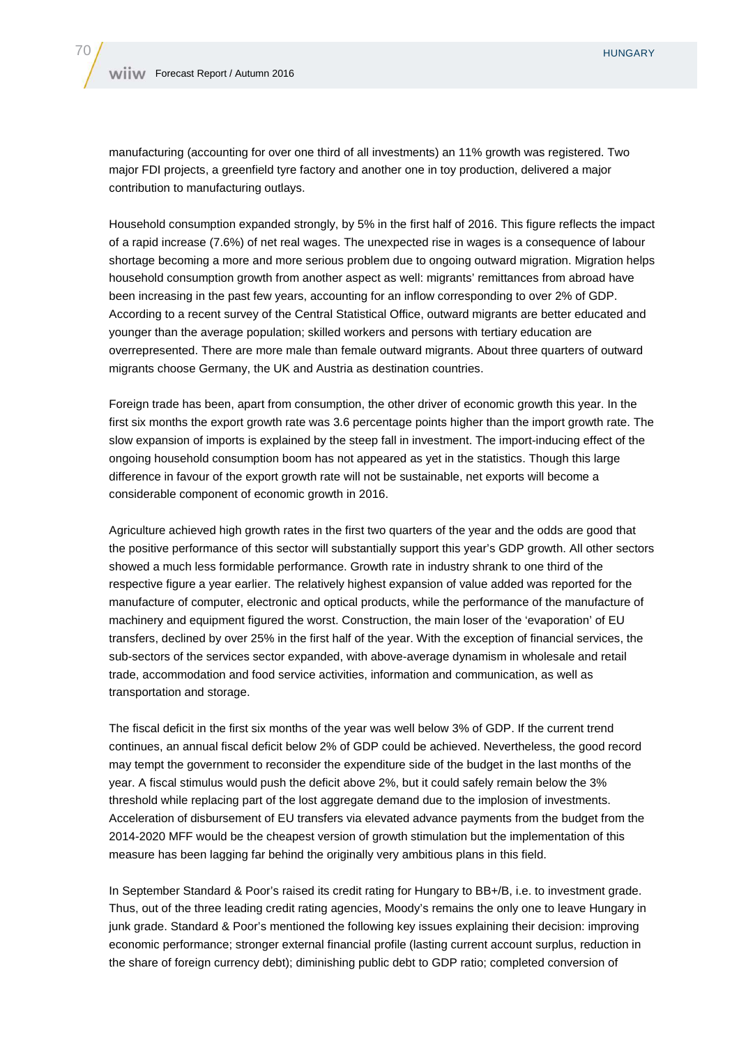manufacturing (accounting for over one third of all investments) an 11% growth was registered. Two major FDI projects, a greenfield tyre factory and another one in toy production, delivered a major contribution to manufacturing outlays.

Household consumption expanded strongly, by 5% in the first half of 2016. This figure reflects the impact of a rapid increase (7.6%) of net real wages. The unexpected rise in wages is a consequence of labour shortage becoming a more and more serious problem due to ongoing outward migration. Migration helps household consumption growth from another aspect as well: migrants' remittances from abroad have been increasing in the past few years, accounting for an inflow corresponding to over 2% of GDP. According to a recent survey of the Central Statistical Office, outward migrants are better educated and younger than the average population; skilled workers and persons with tertiary education are overrepresented. There are more male than female outward migrants. About three quarters of outward migrants choose Germany, the UK and Austria as destination countries.

Foreign trade has been, apart from consumption, the other driver of economic growth this year. In the first six months the export growth rate was 3.6 percentage points higher than the import growth rate. The slow expansion of imports is explained by the steep fall in investment. The import-inducing effect of the ongoing household consumption boom has not appeared as yet in the statistics. Though this large difference in favour of the export growth rate will not be sustainable, net exports will become a considerable component of economic growth in 2016.

Agriculture achieved high growth rates in the first two quarters of the year and the odds are good that the positive performance of this sector will substantially support this year's GDP growth. All other sectors showed a much less formidable performance. Growth rate in industry shrank to one third of the respective figure a year earlier. The relatively highest expansion of value added was reported for the manufacture of computer, electronic and optical products, while the performance of the manufacture of machinery and equipment figured the worst. Construction, the main loser of the 'evaporation' of EU transfers, declined by over 25% in the first half of the year. With the exception of financial services, the sub-sectors of the services sector expanded, with above-average dynamism in wholesale and retail trade, accommodation and food service activities, information and communication, as well as transportation and storage.

The fiscal deficit in the first six months of the year was well below 3% of GDP. If the current trend continues, an annual fiscal deficit below 2% of GDP could be achieved. Nevertheless, the good record may tempt the government to reconsider the expenditure side of the budget in the last months of the year. A fiscal stimulus would push the deficit above 2%, but it could safely remain below the 3% threshold while replacing part of the lost aggregate demand due to the implosion of investments. Acceleration of disbursement of EU transfers via elevated advance payments from the budget from the 2014-2020 MFF would be the cheapest version of growth stimulation but the implementation of this measure has been lagging far behind the originally very ambitious plans in this field.

In September Standard & Poor's raised its credit rating for Hungary to BB+/B, i.e. to investment grade. Thus, out of the three leading credit rating agencies, Moody's remains the only one to leave Hungary in junk grade. Standard & Poor's mentioned the following key issues explaining their decision: improving economic performance; stronger external financial profile (lasting current account surplus, reduction in the share of foreign currency debt); diminishing public debt to GDP ratio; completed conversion of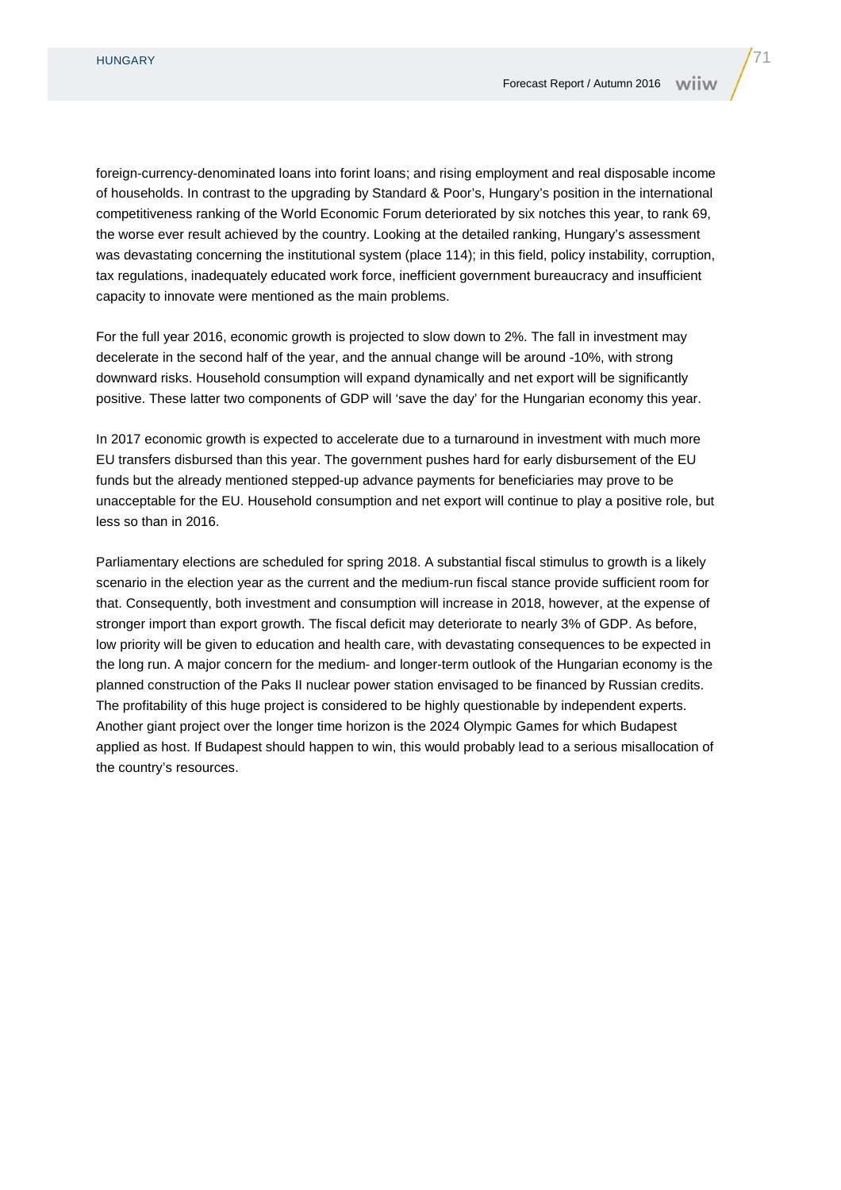foreign-currency-denominated loans into forint loans; and rising employment and real disposable income of households. In contrast to the upgrading by Standard & Poor's, Hungary's position in the international competitiveness ranking of the World Economic Forum deteriorated by six notches this year, to rank 69, the worse ever result achieved by the country. Looking at the detailed ranking, Hungary's assessment was devastating concerning the institutional system (place 114); in this field, policy instability, corruption, tax regulations, inadequately educated work force, inefficient government bureaucracy and insufficient capacity to innovate were mentioned as the main problems.

For the full year 2016, economic growth is projected to slow down to 2%. The fall in investment may decelerate in the second half of the year, and the annual change will be around -10%, with strong downward risks. Household consumption will expand dynamically and net export will be significantly positive. These latter two components of GDP will 'save the day' for the Hungarian economy this year.

In 2017 economic growth is expected to accelerate due to a turnaround in investment with much more EU transfers disbursed than this year. The government pushes hard for early disbursement of the EU funds but the already mentioned stepped-up advance payments for beneficiaries may prove to be unacceptable for the EU. Household consumption and net export will continue to play a positive role, but less so than in 2016.

Parliamentary elections are scheduled for spring 2018. A substantial fiscal stimulus to growth is a likely scenario in the election year as the current and the medium-run fiscal stance provide sufficient room for that. Consequently, both investment and consumption will increase in 2018, however, at the expense of stronger import than export growth. The fiscal deficit may deteriorate to nearly 3% of GDP. As before, low priority will be given to education and health care, with devastating consequences to be expected in the long run. A major concern for the medium- and longer-term outlook of the Hungarian economy is the planned construction of the Paks II nuclear power station envisaged to be financed by Russian credits. The profitability of this huge project is considered to be highly questionable by independent experts. Another giant project over the longer time horizon is the 2024 Olympic Games for which Budapest applied as host. If Budapest should happen to win, this would probably lead to a serious misallocation of the country's resources.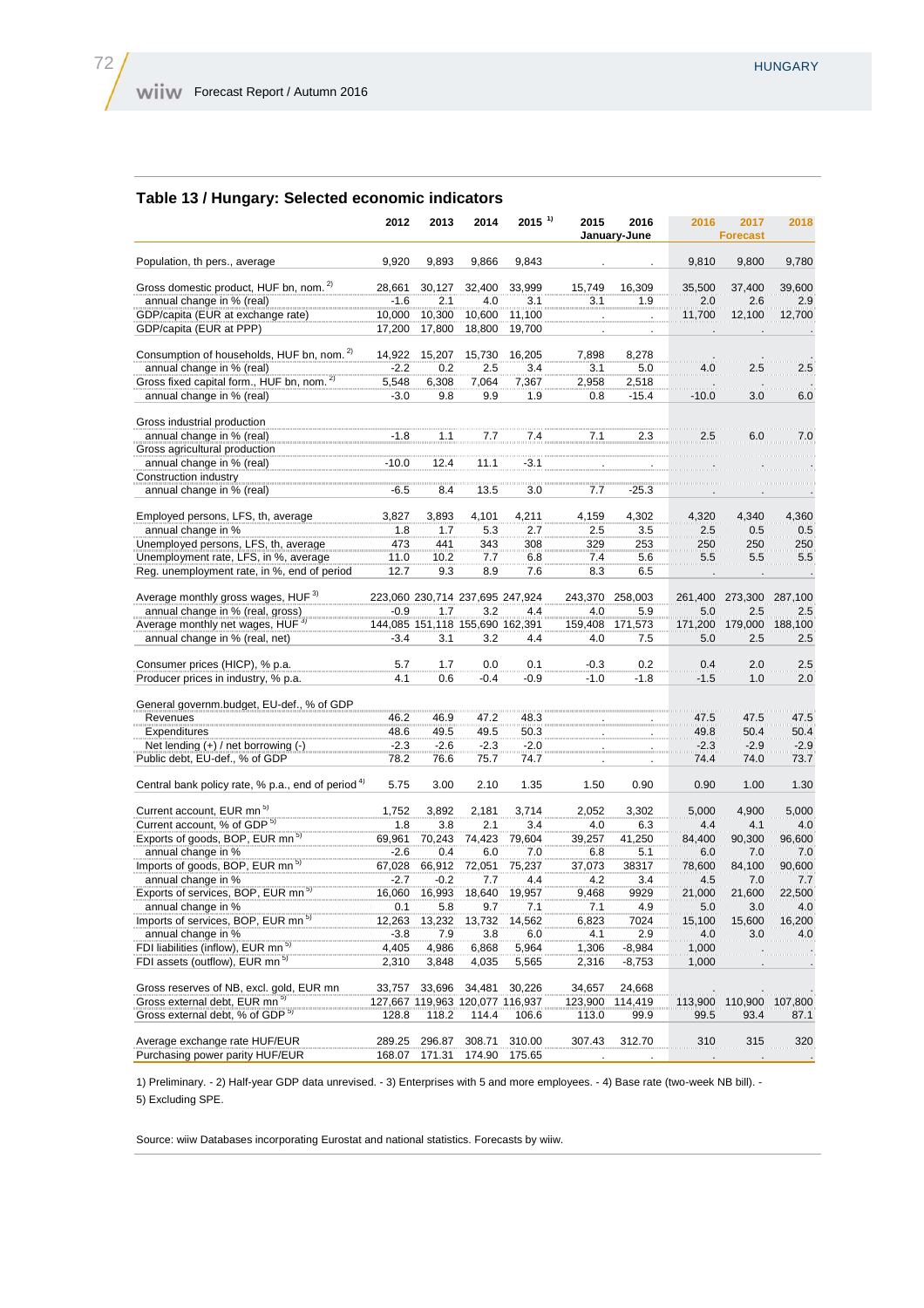## Table 13 / Hungary: Selected economic indicators

| | 2012 | 2013 | 2014 | 2015 [1] | 2015 | 2016 | 2016 | 2017 | 2018 |
|---|---|---|---|---|---|---|---|---|---|
| | | | | | January-June | | | Forecast | |
| Population, th pers., average | 9,920 | 9,893 | 9,866 | 9,843 | . | . | 9,810 | 9,800 | 9,780 |
| Gross domestic product, HUF bn, nom. [2] | 28,661 | 30,127 | 32,400 | 33,999 | 15,749 | 16,309 | 35,500 | 37,400 | 39,600 |
| annual change in % (real) | -1.6 | 2.1 | 4.0 | 3.1 | 3.1 | 1.9 | 2.0 | 2.6 | 2.9 |
| GDP/capita (EUR at exchange rate) | 10,000 | 10,300 | 10,600 | 11,100 | . | . | 11,700 | 12,100 | 12,700 |
| GDP/capita (EUR at PPP) | 17,200 | 17,800 | 18,800 | 19,700 | . | . | . | . | . |
| Consumption of households, HUF bn, nom. [2] | 14,922 | 15,207 | 15,730 | 16,205 | 7,898 | 8,278 | . | . | . |
| annual change in % (real) | -2.2 | 0.2 | 2.5 | 3.4 | 3.1 | 5.0 | 4.0 | 2.5 | 2.5 |
| Gross fixed capital form., HUF bn, nom. [2] | 5,548 | 6,308 | 7,064 | 7,367 | 2,958 | 2,518 | . | . | . |
| annual change in % (real) | -3.0 | 9.8 | 9.9 | 1.9 | 0.8 | -15.4 | -10.0 | 3.0 | 6.0 |
| Gross industrial production | | | | | | | | | |
| annual change in % (real) | -1.8 | 1.1 | 7.7 | 7.4 | 7.1 | 2.3 | 2.5 | 6.0 | 7.0 |
| Gross agricultural production | | | | | | | | | |
| annual change in % (real) | -10.0 | 12.4 | 11.1 | -3.1 | . | . | . | . | . |
| Construction industry | | | | | | | | | |
| annual change in % (real) | -6.5 | 8.4 | 13.5 | 3.0 | 7.7 | -25.3 | . | . | . |
| Employed persons, LFS, th, average | 3,827 | 3,893 | 4,101 | 4,211 | 4,159 | 4,302 | 4,320 | 4,340 | 4,360 |
| annual change in % | 1.8 | 1.7 | 5.3 | 2.7 | 2.5 | 3.5 | 2.5 | 0.5 | 0.5 |
| Unemployed persons, LFS, th, average | 473 | 441 | 343 | 308 | 329 | 253 | 250 | 250 | 250 |
| Unemployment rate, LFS, in %, average | 11.0 | 10.2 | 7.7 | 6.8 | 7.4 | 5.6 | 5.5 | 5.5 | 5.5 |
| Reg. unemployment rate, in %, end of period | 12.7 | 9.3 | 8.9 | 7.6 | 8.3 | 6.5 | . | . | . |
| Average monthly gross wages, HUF [3] | 223,060 | 230,714 | 237,695 | 247,924 | 243,370 | 258,003 | 261,400 | 273,300 | 287,100 |
| annual change in % (real, gross) | -0.9 | 1.7 | 3.2 | 4.4 | 4.0 | 5.9 | 5.0 | 2.5 | 2.5 |
| Average monthly net wages, HUF [3] | 144,085 | 151,118 | 155,690 | 162,391 | 159,408 | 171,573 | 171,200 | 179,000 | 188,100 |
| annual change in % (real, net) | -3.4 | 3.1 | 3.2 | 4.4 | 4.0 | 7.5 | 5.0 | 2.5 | 2.5 |
| Consumer prices (HICP), % p.a. | 5.7 | 1.7 | 0.0 | 0.1 | -0.3 | 0.2 | 0.4 | 2.0 | 2.5 |
| Producer prices in industry, % p.a. | 4.1 | 0.6 | -0.4 | -0.9 | -1.0 | -1.8 | -1.5 | 1.0 | 2.0 |
| General governm.budget, EU-def., % of GDP | | | | | | | | | |
| Revenues | 46.2 | 46.9 | 47.2 | 48.3 | . | . | 47.5 | 47.5 | 47.5 |
| Expenditures | 48.6 | 49.5 | 49.5 | 50.3 | . | . | 49.8 | 50.4 | 50.4 |
| Net lending (+) / net borrowing (-) | -2.3 | -2.6 | -2.3 | -2.0 | . | . | -2.3 | -2.9 | -2.9 |
| Public debt, EU-def., % of GDP | 78.2 | 76.6 | 75.7 | 74.7 | . | . | 74.4 | 74.0 | 73.7 |
| Central bank policy rate, % p.a., end of period [4] | 5.75 | 3.00 | 2.10 | 1.35 | 1.50 | 0.90 | 0.90 | 1.00 | 1.30 |
| Current account, EUR mn [5] | 1,752 | 3,892 | 2,181 | 3,714 | 2,052 | 3,302 | 5,000 | 4,900 | 5,000 |
| Current account, % of GDP [5] | 1.8 | 3.8 | 2.1 | 3.4 | 4.0 | 6.3 | 4.4 | 4.1 | 4.0 |
| Exports of goods, BOP, EUR mn [5] | 69,961 | 70,243 | 74,423 | 79,604 | 39,257 | 41,250 | 84,400 | 90,300 | 96,600 |
| annual change in % | -2.6 | 0.4 | 6.0 | 7.0 | 6.8 | 5.1 | 6.0 | 7.0 | 7.0 |
| Imports of goods, BOP, EUR mn [5] | 67,028 | 66,912 | 72,051 | 75,237 | 37,073 | 38317 | 78,600 | 84,100 | 90,600 |
| annual change in % | -2.7 | -0.2 | 7.7 | 4.4 | 4.2 | 3.4 | 4.5 | 7.0 | 7.7 |
| Exports of services, BOP, EUR mn [5] | 16,060 | 16,993 | 18,640 | 19,957 | 9,468 | 9929 | 21,000 | 21,600 | 22,500 |
| annual change in % | 0.1 | 5.8 | 9.7 | 7.1 | 7.1 | 4.9 | 5.0 | 3.0 | 4.0 |
| Imports of services, BOP, EUR mn [5] | 12,263 | 13,232 | 13,732 | 14,562 | 6,823 | 7024 | 15,100 | 15,600 | 16,200 |
| annual change in % | -3.8 | 7.9 | 3.8 | 6.0 | 4.1 | 2.9 | 4.0 | 3.0 | 4.0 |
| FDI liabilities (inflow), EUR mn [5] | 4,405 | 4,986 | 6,868 | 5,964 | 1,306 | -8,984 | 1,000 | . | . |
| FDI assets (outflow), EUR mn [5] | 2,310 | 3,848 | 4,035 | 5,565 | 2,316 | -8,753 | 1,000 | . | . |
| Gross reserves of NB, excl. gold, EUR mn | 33,757 | 33,696 | 34,481 | 30,226 | 34,657 | 24,668 | . | . | . |
| Gross external debt, EUR mn [5] | 127,667 | 119,963 | 120,077 | 116,937 | 123,900 | 114,419 | 113,900 | 110,900 | 107,800 |
| Gross external debt, % of GDP [5] | 128.8 | 118.2 | 114.4 | 106.6 | 113.0 | 99.9 | 99.5 | 93.4 | 87.1 |
| Average exchange rate HUF/EUR | 289.25 | 296.87 | 308.71 | 310.00 | 307.43 | 312.70 | 310 | 315 | 320 |
| Purchasing power parity HUF/EUR | 168.07 | 171.31 | 174.90 | 175.65 | . | . | . | . | . |

1) Preliminary. - 2) Half-year GDP data unrevised. - 3) Enterprises with 5 and more employees. - 4) Base rate (two-week NB bill). - 5) Excluding SPE.

Source: wiiw Databases incorporating Eurostat and national statistics. Forecasts by wiiw.